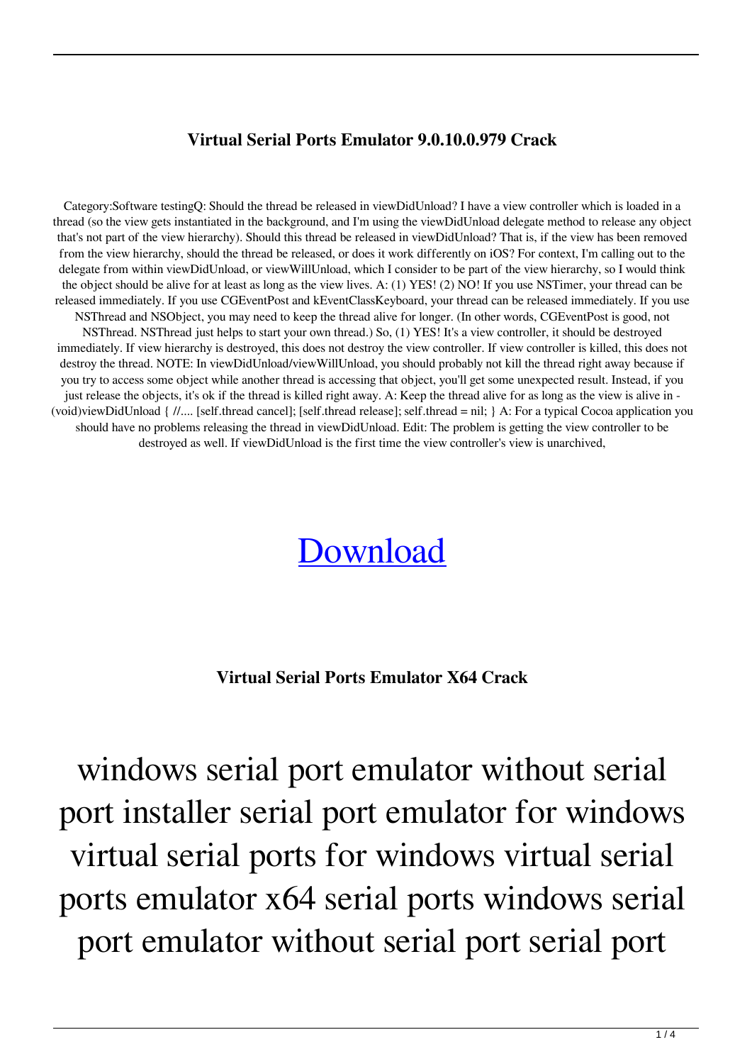**Virtual Serial Ports Emulator 9.0.10.0.979 Crack**

Category:Software testingQ: Should the thread be released in viewDidUnload? I have a view controller which is loaded in a thread (so the view gets instantiated in the background, and I'm using the viewDidUnload delegate method to release any object that's not part of the view hierarchy). Should this thread be released in viewDidUnload? That is, if the view has been removed from the view hierarchy, should the thread be released, or does it work differently on iOS? For context, I'm calling out to the delegate from within viewDidUnload, or viewWillUnload, which I consider to be part of the view hierarchy, so I would think the object should be alive for at least as long as the view lives. A: (1) YES! (2) NO! If you use NSTimer, your thread can be released immediately. If you use CGEventPost and kEventClassKeyboard, your thread can be released immediately. If you use NSThread and NSObject, you may need to keep the thread alive for longer. (In other words, CGEventPost is good, not NSThread. NSThread just helps to start your own thread.) So, (1) YES! It's a view controller, it should be destroyed immediately. If view hierarchy is destroyed, this does not destroy the view controller. If view controller is killed, this does not destroy the thread. NOTE: In viewDidUnload/viewWillUnload, you should probably not kill the thread right away because if you try to access some object while another thread is accessing that object, you'll get some unexpected result. Instead, if you just release the objects, it's ok if the thread is killed right away. A: Keep the thread alive for as long as the view is alive in -(void)viewDidUnload { //.... [self.thread cancel]; [self.thread release]; self.thread = nil; } A: For a typical Cocoa application you should have no problems releasing the thread in viewDidUnload. Edit: The problem is getting the view controller to be destroyed as well. If viewDidUnload is the first time the view controller's view is unarchived,

# Download

**Virtual Serial Ports Emulator X64 Crack**

# windows serial port emulator without serial port installer serial port emulator for windows virtual serial ports for windows virtual serial ports emulator x64 serial ports windows serial port emulator without serial port serial port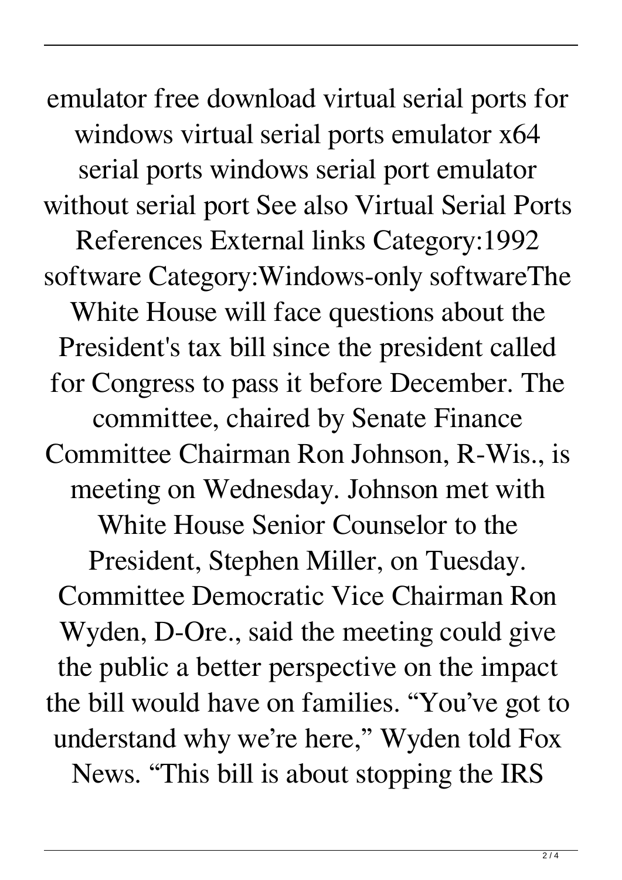emulator free download virtual serial ports for windows virtual serial ports emulator x64 serial ports windows serial port emulator without serial port See also Virtual Serial Ports References External links Category:1992 software Category:Windows-only softwareThe White House will face questions about the President's tax bill since the president called for Congress to pass it before December. The committee, chaired by Senate Finance Committee Chairman Ron Johnson, R-Wis., is meeting on Wednesday. Johnson met with White House Senior Counselor to the President, Stephen Miller, on Tuesday. Committee Democratic Vice Chairman Ron Wyden, D-Ore., said the meeting could give the public a better perspective on the impact the bill would have on families. “You’ve got to understand why we’re here,” Wyden told Fox News. “This bill is about stopping the IRS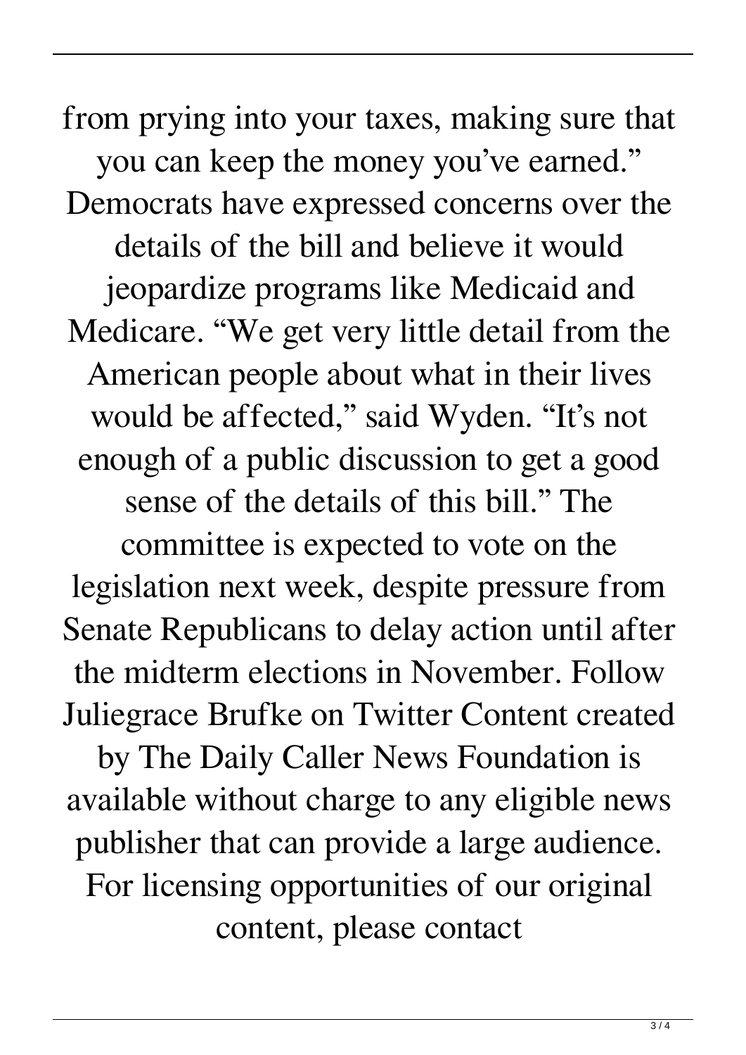from prying into your taxes, making sure that you can keep the money you've earned." Democrats have expressed concerns over the details of the bill and believe it would jeopardize programs like Medicaid and Medicare. "We get very little detail from the American people about what in their lives would be affected," said Wyden. "It's not enough of a public discussion to get a good sense of the details of this bill." The committee is expected to vote on the legislation next week, despite pressure from Senate Republicans to delay action until after the midterm elections in November. Follow Juliegrace Brufke on Twitter Content created by The Daily Caller News Foundation is available without charge to any eligible news publisher that can provide a large audience. For licensing opportunities of our original content, please contact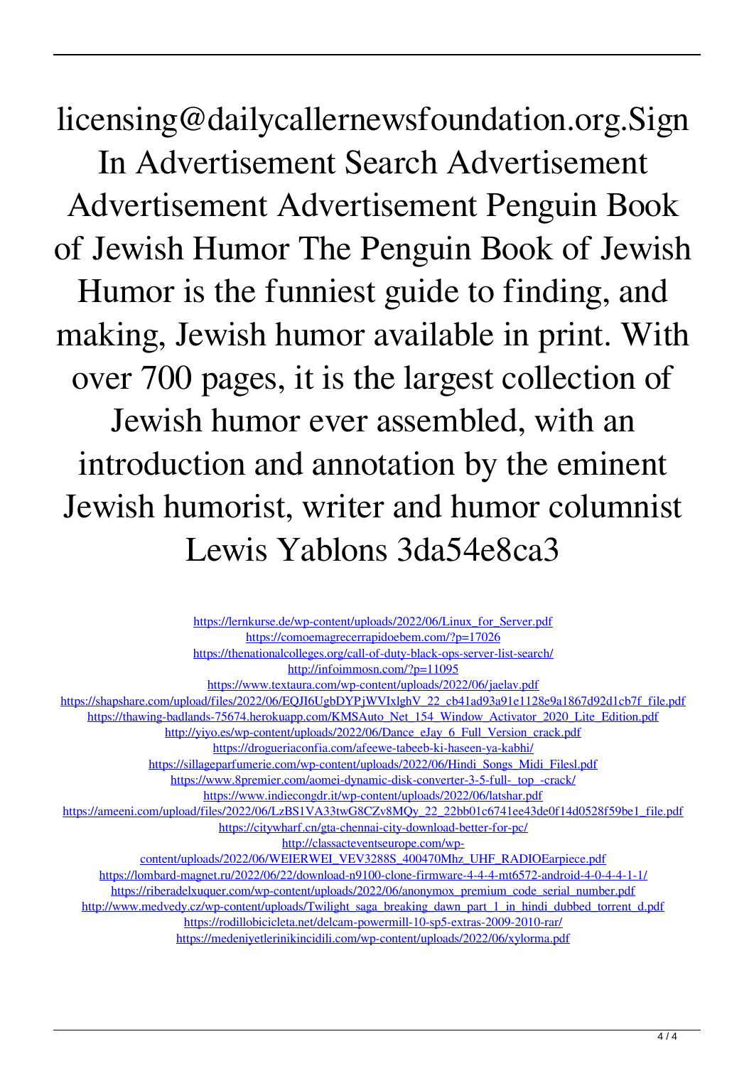licensing@dailycallernewsfoundation.org.Sign In Advertisement Search Advertisement Advertisement Advertisement Penguin Book of Jewish Humor The Penguin Book of Jewish Humor is the funniest guide to finding, and making, Jewish humor available in print. With over 700 pages, it is the largest collection of Jewish humor ever assembled, with an introduction and annotation by the eminent Jewish humorist, writer and humor columnist Lewis Yablons 3da54e8ca3

https://lernkurse.de/wp-content/uploads/2022/06/Linux_for_Server.pdf
https://comoemagrecerrapidoebem.com/?p=17026
https://thenationalcolleges.org/call-of-duty-black-ops-server-list-search/
http://infoimmosn.com/?p=11095
https://www.textaura.com/wp-content/uploads/2022/06/jaelav.pdf
https://shapshare.com/upload/files/2022/06/EQJI6UgbDYPjWVIxlghV_22_cb41ad93a91e1128e9a1867d92d1cb7f_file.pdf
https://thawing-badlands-75674.herokuapp.com/KMSAuto_Net_154_Window_Activator_2020_Lite_Edition.pdf
http://yiyo.es/wp-content/uploads/2022/06/Dance_eJay_6_Full_Version_crack.pdf
https://drogueriaconfia.com/afeewe-tabeeb-ki-haseen-ya-kabhi/
https://sillageparfumerie.com/wp-content/uploads/2022/06/Hindi_Songs_Midi_Filesl.pdf
https://www.8premier.com/aomei-dynamic-disk-converter-3-5-full-_top_-crack/
https://www.indiecongdr.it/wp-content/uploads/2022/06/latshar.pdf
https://ameeni.com/upload/files/2022/06/LzBS1VA33twG8CZv8MQy_22_22bb01c6741ee43de0f14d0528f59be1_file.pdf
https://citywharf.cn/gta-chennai-city-download-better-for-pc/
http://classacteventseurope.com/wp-content/uploads/2022/06/WEIERWEI_VEV3288S_400470Mhz_UHF_RADIOEarpiece.pdf
https://lombard-magnet.ru/2022/06/22/download-n9100-clone-firmware-4-4-4-mt6572-android-4-0-4-4-1-1/
https://riberadelxuquer.com/wp-content/uploads/2022/06/anonymox_premium_code_serial_number.pdf
http://www.medvedy.cz/wp-content/uploads/Twilight_saga_breaking_dawn_part_1_in_hindi_dubbed_torrent_d.pdf
https://rodillobicicleta.net/delcam-powermill-10-sp5-extras-2009-2010-rar/
https://medeniyetlerinikincidili.com/wp-content/uploads/2022/06/xylorma.pdf